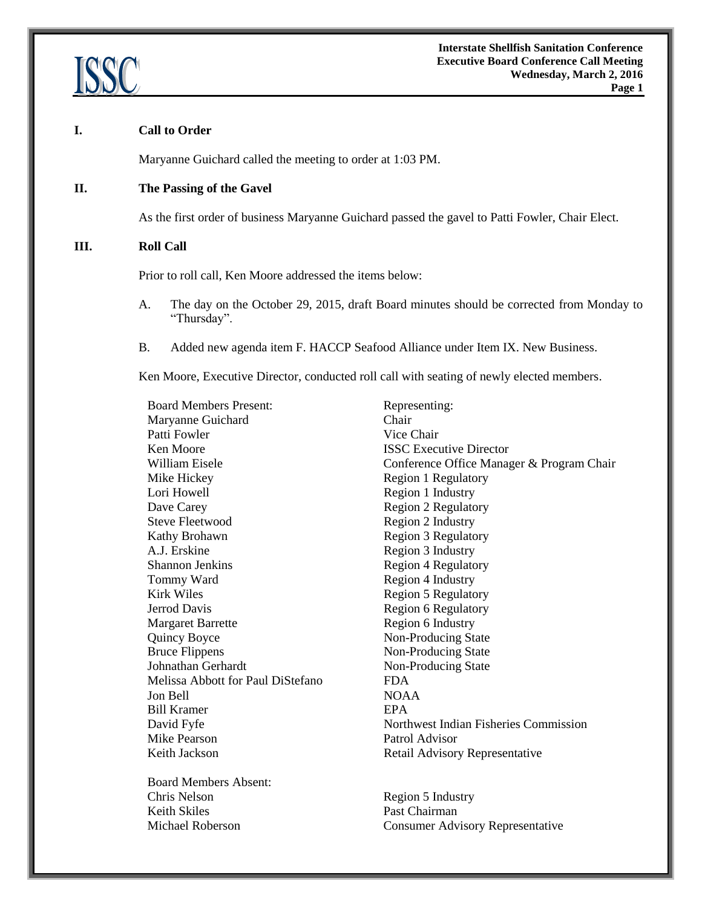# I. Call to Order

Maryanne Guichard called the meeting to order at 1:03 PM.

# II. The Passing of the Gavel

As the first order of business Maryanne Guichard passed the gavel to Patti Fowler, Chair Elect.

# III. Roll Call

Prior to roll call, Ken Moore addressed the items below:

A. The day on the October 29, 2015, draft Board minutes should be corrected from Monday to "Thursday".

B. Added new agenda item F. HACCP Seafood Alliance under Item IX. New Business.

Ken Moore, Executive Director, conducted roll call with seating of newly elected members.

| Board Members Present: | Representing: |
|---|---|
| Maryanne Guichard | Chair |
| Patti Fowler | Vice Chair |
| Ken Moore | ISSC Executive Director |
| William Eisele | Conference Office Manager & Program Chair |
| Mike Hickey | Region 1 Regulatory |
| Lori Howell | Region 1 Industry |
| Dave Carey | Region 2 Regulatory |
| Steve Fleetwood | Region 2 Industry |
| Kathy Brohawn | Region 3 Regulatory |
| A.J. Erskine | Region 3 Industry |
| Shannon Jenkins | Region 4 Regulatory |
| Tommy Ward | Region 4 Industry |
| Kirk Wiles | Region 5 Regulatory |
| Jerrod Davis | Region 6 Regulatory |
| Margaret Barrette | Region 6 Industry |
| Quincy Boyce | Non-Producing State |
| Bruce Flippens | Non-Producing State |
| Johnathan Gerhardt | Non-Producing State |
| Melissa Abbott for Paul DiStefano | FDA |
| Jon Bell | NOAA |
| Bill Kramer | EPA |
| David Fyfe | Northwest Indian Fisheries Commission |
| Mike Pearson | Patrol Advisor |
| Keith Jackson | Retail Advisory Representative |

| Board Members Absent: | |
|---|---|
| Chris Nelson | Region 5 Industry |
| Keith Skiles | Past Chairman |
| Michael Roberson | Consumer Advisory Representative |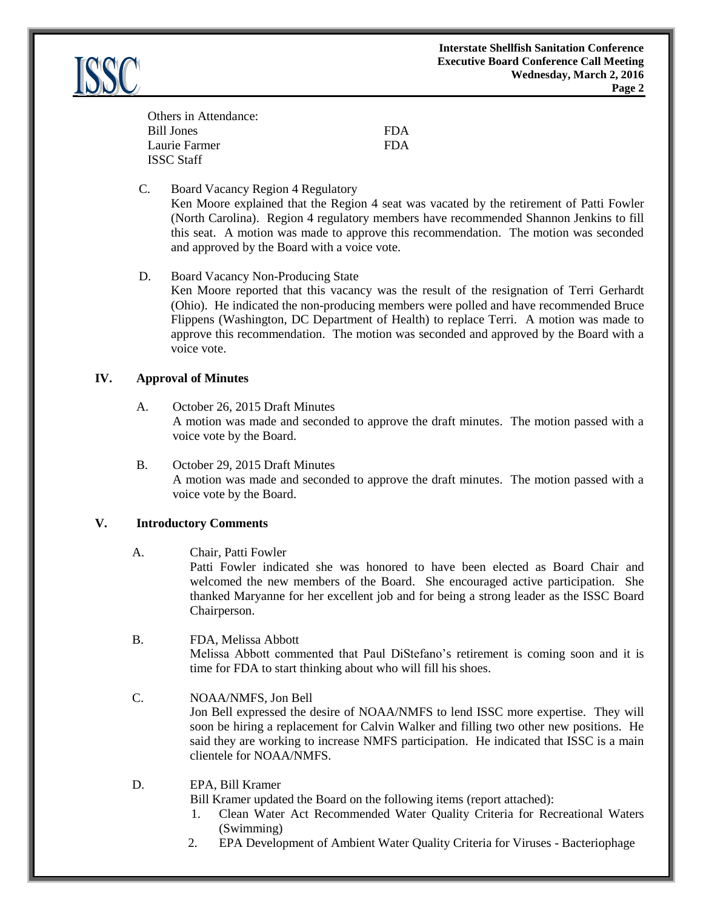Others in Attendance:

| | |
|---|---|
| Bill Jones | FDA |
| Laurie Farmer | FDA |
| ISSC Staff | |

C. Board Vacancy Region 4 Regulatory
Ken Moore explained that the Region 4 seat was vacated by the retirement of Patti Fowler (North Carolina). Region 4 regulatory members have recommended Shannon Jenkins to fill this seat. A motion was made to approve this recommendation. The motion was seconded and approved by the Board with a voice vote.

D. Board Vacancy Non-Producing State
Ken Moore reported that this vacancy was the result of the resignation of Terri Gerhardt (Ohio). He indicated the non-producing members were polled and have recommended Bruce Flippens (Washington, DC Department of Health) to replace Terri. A motion was made to approve this recommendation. The motion was seconded and approved by the Board with a voice vote.

## IV. Approval of Minutes

A. October 26, 2015 Draft Minutes
A motion was made and seconded to approve the draft minutes. The motion passed with a voice vote by the Board.

B. October 29, 2015 Draft Minutes
A motion was made and seconded to approve the draft minutes. The motion passed with a voice vote by the Board.

## V. Introductory Comments

A. Chair, Patti Fowler
Patti Fowler indicated she was honored to have been elected as Board Chair and welcomed the new members of the Board. She encouraged active participation. She thanked Maryanne for her excellent job and for being a strong leader as the ISSC Board Chairperson.

B. FDA, Melissa Abbott
Melissa Abbott commented that Paul DiStefano's retirement is coming soon and it is time for FDA to start thinking about who will fill his shoes.

C. NOAA/NMFS, Jon Bell
Jon Bell expressed the desire of NOAA/NMFS to lend ISSC more expertise. They will soon be hiring a replacement for Calvin Walker and filling two other new positions. He said they are working to increase NMFS participation. He indicated that ISSC is a main clientele for NOAA/NMFS.

D. EPA, Bill Kramer
Bill Kramer updated the Board on the following items (report attached):

1. Clean Water Act Recommended Water Quality Criteria for Recreational Waters (Swimming)
2. EPA Development of Ambient Water Quality Criteria for Viruses - Bacteriophage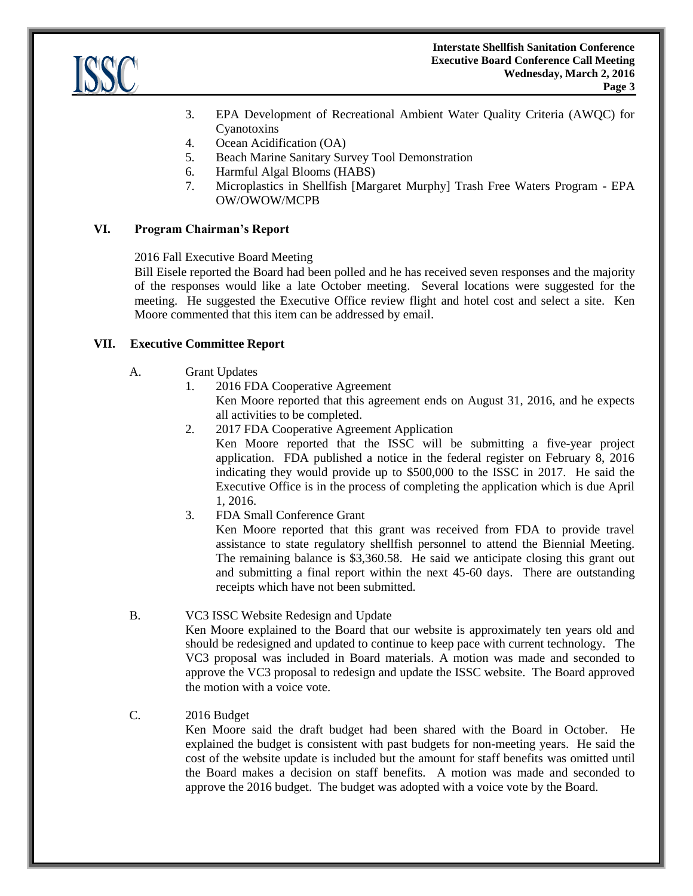3. EPA Development of Recreational Ambient Water Quality Criteria (AWQC) for Cyanotoxins
4. Ocean Acidification (OA)
5. Beach Marine Sanitary Survey Tool Demonstration
6. Harmful Algal Blooms (HABS)
7. Microplastics in Shellfish [Margaret Murphy] Trash Free Waters Program - EPA OW/OWOW/MCPB

## VI. Program Chairman's Report

2016 Fall Executive Board Meeting

Bill Eisele reported the Board had been polled and he has received seven responses and the majority of the responses would like a late October meeting. Several locations were suggested for the meeting. He suggested the Executive Office review flight and hotel cost and select a site. Ken Moore commented that this item can be addressed by email.

## VII. Executive Committee Report

A. Grant Updates

1. 2016 FDA Cooperative Agreement

   Ken Moore reported that this agreement ends on August 31, 2016, and he expects all activities to be completed.

2. 2017 FDA Cooperative Agreement Application

   Ken Moore reported that the ISSC will be submitting a five-year project application. FDA published a notice in the federal register on February 8, 2016 indicating they would provide up to $500,000 to the ISSC in 2017. He said the Executive Office is in the process of completing the application which is due April 1, 2016.

3. FDA Small Conference Grant

   Ken Moore reported that this grant was received from FDA to provide travel assistance to state regulatory shellfish personnel to attend the Biennial Meeting. The remaining balance is $3,360.58. He said we anticipate closing this grant out and submitting a final report within the next 45-60 days. There are outstanding receipts which have not been submitted.

B. VC3 ISSC Website Redesign and Update

Ken Moore explained to the Board that our website is approximately ten years old and should be redesigned and updated to continue to keep pace with current technology. The VC3 proposal was included in Board materials. A motion was made and seconded to approve the VC3 proposal to redesign and update the ISSC website. The Board approved the motion with a voice vote.

C. 2016 Budget

Ken Moore said the draft budget had been shared with the Board in October. He explained the budget is consistent with past budgets for non-meeting years. He said the cost of the website update is included but the amount for staff benefits was omitted until the Board makes a decision on staff benefits. A motion was made and seconded to approve the 2016 budget. The budget was adopted with a voice vote by the Board.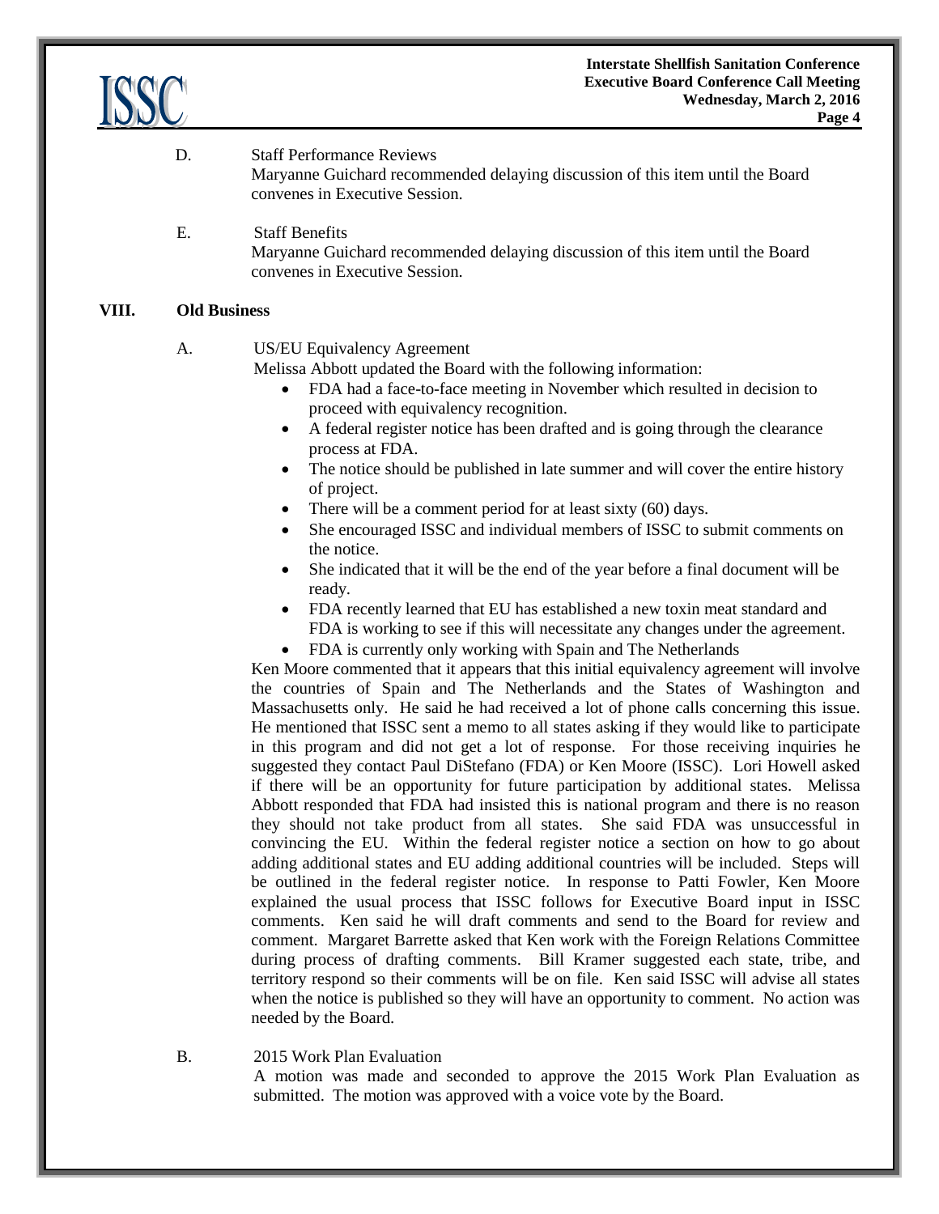D. Staff Performance Reviews

Maryanne Guichard recommended delaying discussion of this item until the Board convenes in Executive Session.

E. Staff Benefits

Maryanne Guichard recommended delaying discussion of this item until the Board convenes in Executive Session.

## VIII. Old Business

A. US/EU Equivalency Agreement

Melissa Abbott updated the Board with the following information:

- FDA had a face-to-face meeting in November which resulted in decision to proceed with equivalency recognition.
- A federal register notice has been drafted and is going through the clearance process at FDA.
- The notice should be published in late summer and will cover the entire history of project.
- There will be a comment period for at least sixty (60) days.
- She encouraged ISSC and individual members of ISSC to submit comments on the notice.
- She indicated that it will be the end of the year before a final document will be ready.
- FDA recently learned that EU has established a new toxin meat standard and FDA is working to see if this will necessitate any changes under the agreement.
- FDA is currently only working with Spain and The Netherlands

Ken Moore commented that it appears that this initial equivalency agreement will involve the countries of Spain and The Netherlands and the States of Washington and Massachusetts only. He said he had received a lot of phone calls concerning this issue. He mentioned that ISSC sent a memo to all states asking if they would like to participate in this program and did not get a lot of response. For those receiving inquiries he suggested they contact Paul DiStefano (FDA) or Ken Moore (ISSC). Lori Howell asked if there will be an opportunity for future participation by additional states. Melissa Abbott responded that FDA had insisted this is national program and there is no reason they should not take product from all states. She said FDA was unsuccessful in convincing the EU. Within the federal register notice a section on how to go about adding additional states and EU adding additional countries will be included. Steps will be outlined in the federal register notice. In response to Patti Fowler, Ken Moore explained the usual process that ISSC follows for Executive Board input in ISSC comments. Ken said he will draft comments and send to the Board for review and comment. Margaret Barrette asked that Ken work with the Foreign Relations Committee during process of drafting comments. Bill Kramer suggested each state, tribe, and territory respond so their comments will be on file. Ken said ISSC will advise all states when the notice is published so they will have an opportunity to comment. No action was needed by the Board.

B. 2015 Work Plan Evaluation

A motion was made and seconded to approve the 2015 Work Plan Evaluation as submitted. The motion was approved with a voice vote by the Board.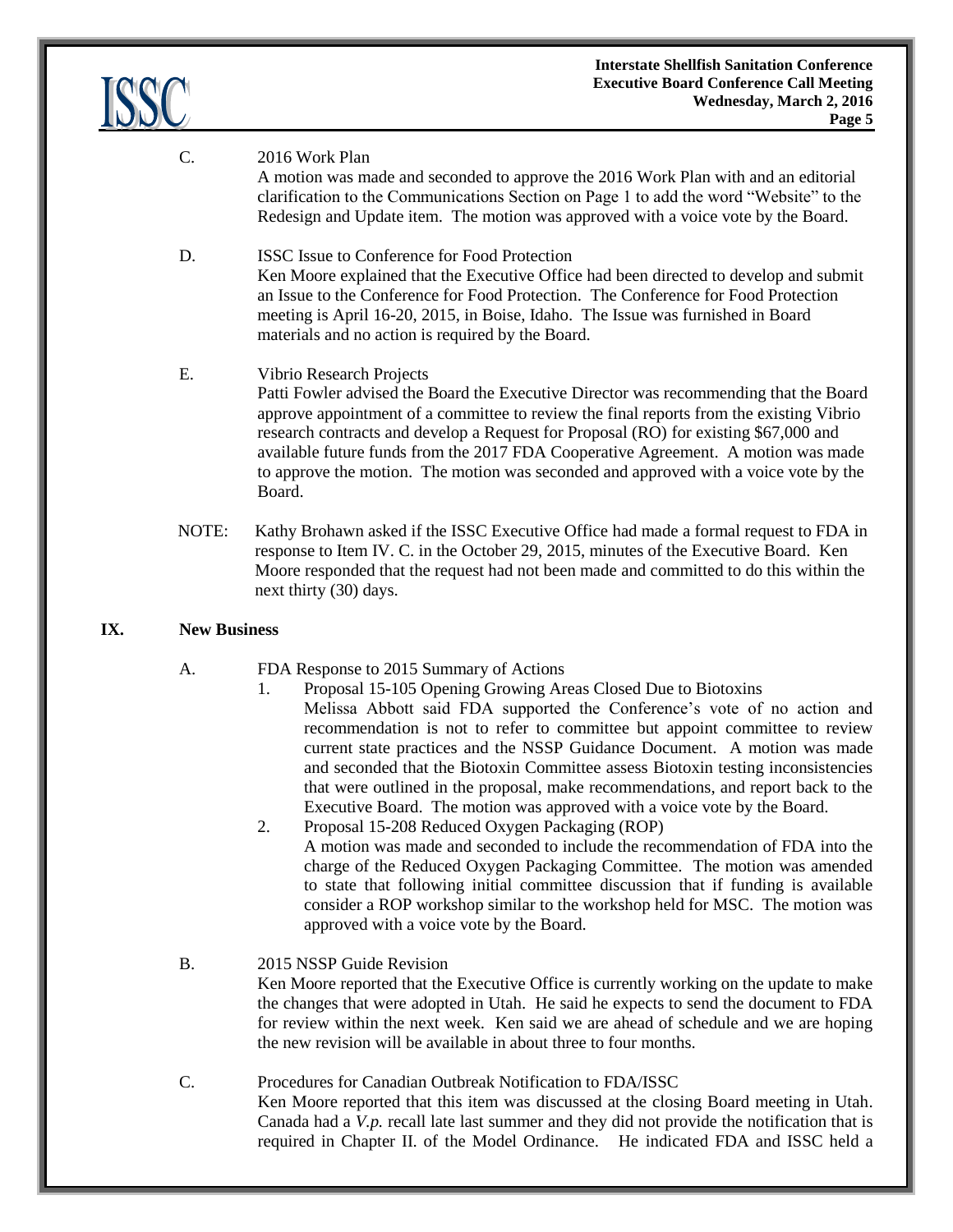C. 2016 Work Plan

A motion was made and seconded to approve the 2016 Work Plan with and an editorial clarification to the Communications Section on Page 1 to add the word "Website" to the Redesign and Update item. The motion was approved with a voice vote by the Board.

D. ISSC Issue to Conference for Food Protection

Ken Moore explained that the Executive Office had been directed to develop and submit an Issue to the Conference for Food Protection. The Conference for Food Protection meeting is April 16-20, 2015, in Boise, Idaho. The Issue was furnished in Board materials and no action is required by the Board.

E. Vibrio Research Projects

Patti Fowler advised the Board the Executive Director was recommending that the Board approve appointment of a committee to review the final reports from the existing Vibrio research contracts and develop a Request for Proposal (RO) for existing $67,000 and available future funds from the 2017 FDA Cooperative Agreement. A motion was made to approve the motion. The motion was seconded and approved with a voice vote by the Board.

NOTE: Kathy Brohawn asked if the ISSC Executive Office had made a formal request to FDA in response to Item IV. C. in the October 29, 2015, minutes of the Executive Board. Ken Moore responded that the request had not been made and committed to do this within the next thirty (30) days.

## IX. New Business

A. FDA Response to 2015 Summary of Actions

1. Proposal 15-105 Opening Growing Areas Closed Due to Biotoxins

   Melissa Abbott said FDA supported the Conference's vote of no action and recommendation is not to refer to committee but appoint committee to review current state practices and the NSSP Guidance Document. A motion was made and seconded that the Biotoxin Committee assess Biotoxin testing inconsistencies that were outlined in the proposal, make recommendations, and report back to the Executive Board. The motion was approved with a voice vote by the Board.

2. Proposal 15-208 Reduced Oxygen Packaging (ROP)

   A motion was made and seconded to include the recommendation of FDA into the charge of the Reduced Oxygen Packaging Committee. The motion was amended to state that following initial committee discussion that if funding is available consider a ROP workshop similar to the workshop held for MSC. The motion was approved with a voice vote by the Board.

B. 2015 NSSP Guide Revision

Ken Moore reported that the Executive Office is currently working on the update to make the changes that were adopted in Utah. He said he expects to send the document to FDA for review within the next week. Ken said we are ahead of schedule and we are hoping the new revision will be available in about three to four months.

C. Procedures for Canadian Outbreak Notification to FDA/ISSC

Ken Moore reported that this item was discussed at the closing Board meeting in Utah. Canada had a *V.p.* recall late last summer and they did not provide the notification that is required in Chapter II. of the Model Ordinance. He indicated FDA and ISSC held a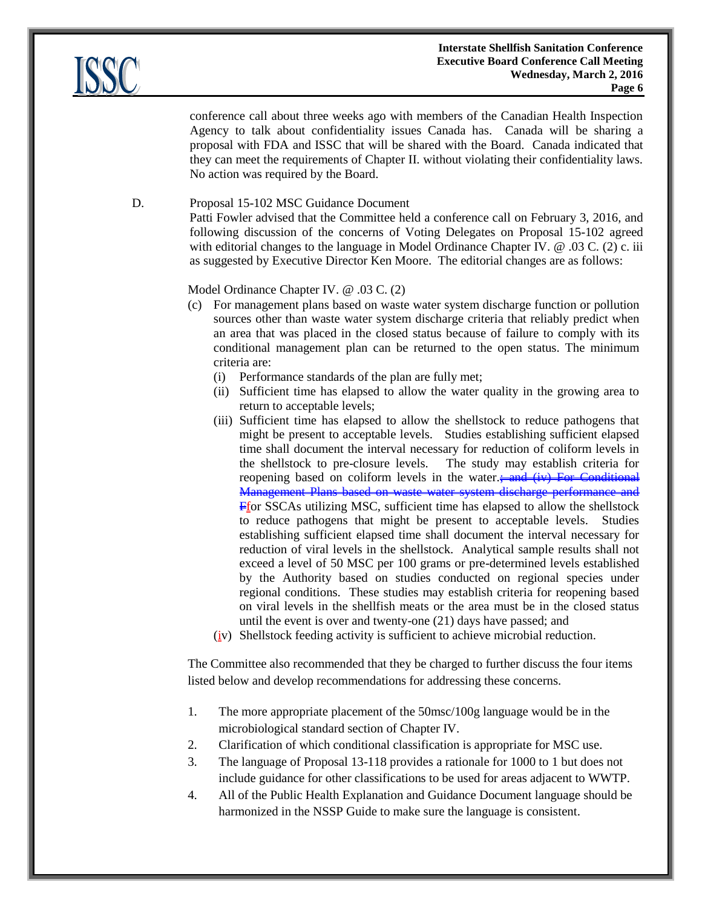conference call about three weeks ago with members of the Canadian Health Inspection Agency to talk about confidentiality issues Canada has. Canada will be sharing a proposal with FDA and ISSC that will be shared with the Board. Canada indicated that they can meet the requirements of Chapter II. without violating their confidentiality laws. No action was required by the Board.

D. Proposal 15-102 MSC Guidance Document

Patti Fowler advised that the Committee held a conference call on February 3, 2016, and following discussion of the concerns of Voting Delegates on Proposal 15-102 agreed with editorial changes to the language in Model Ordinance Chapter IV. @ .03 C. (2) c. iii as suggested by Executive Director Ken Moore. The editorial changes are as follows:

Model Ordinance Chapter IV. @ .03 C. (2)

(c) For management plans based on waste water system discharge function or pollution sources other than waste water system discharge criteria that reliably predict when an area that was placed in the closed status because of failure to comply with its conditional management plan can be returned to the open status. The minimum criteria are:

(i) Performance standards of the plan are fully met;

(ii) Sufficient time has elapsed to allow the water quality in the growing area to return to acceptable levels;

(iii) Sufficient time has elapsed to allow the shellstock to reduce pathogens that might be present to acceptable levels. Studies establishing sufficient elapsed time shall document the interval necessary for reduction of coliform levels in the shellstock to pre-closure levels. The study may establish criteria for reopening based on coliform levels in the water.~~; and (iv) For Conditional Management Plans based on waste water system discharge performance and F~~for SSCAs utilizing MSC, sufficient time has elapsed to allow the shellstock to reduce pathogens that might be present to acceptable levels. Studies establishing sufficient elapsed time shall document the interval necessary for reduction of viral levels in the shellstock. Analytical sample results shall not exceed a level of 50 MSC per 100 grams or pre-determined levels established by the Authority based on studies conducted on regional species under regional conditions. These studies may establish criteria for reopening based on viral levels in the shellfish meats or the area must be in the closed status until the event is over and twenty-one (21) days have passed; and

(iv) Shellstock feeding activity is sufficient to achieve microbial reduction.

The Committee also recommended that they be charged to further discuss the four items listed below and develop recommendations for addressing these concerns.

1. The more appropriate placement of the 50msc/100g language would be in the microbiological standard section of Chapter IV.
2. Clarification of which conditional classification is appropriate for MSC use.
3. The language of Proposal 13-118 provides a rationale for 1000 to 1 but does not include guidance for other classifications to be used for areas adjacent to WWTP.
4. All of the Public Health Explanation and Guidance Document language should be harmonized in the NSSP Guide to make sure the language is consistent.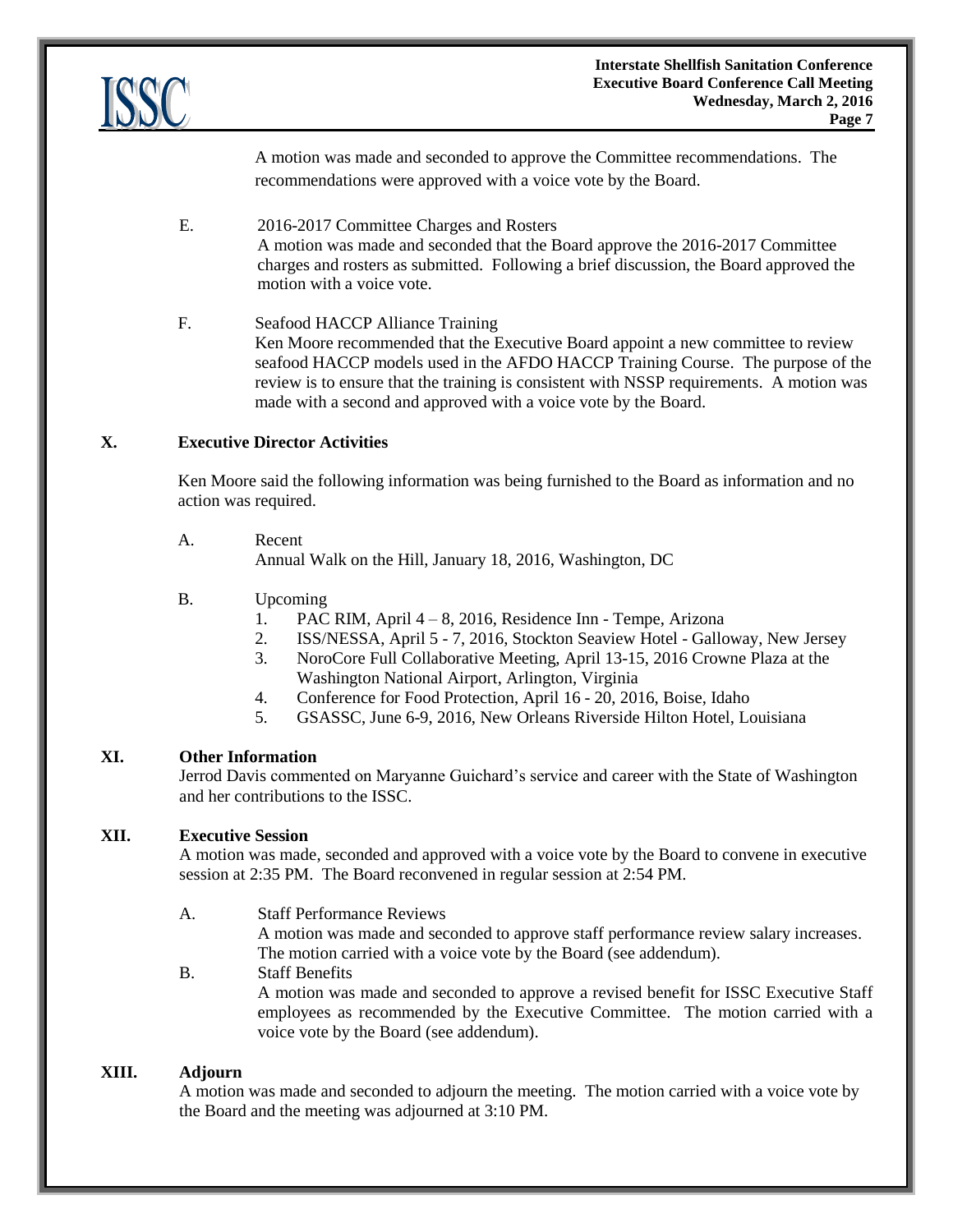A motion was made and seconded to approve the Committee recommendations. The recommendations were approved with a voice vote by the Board.

E. 2016-2017 Committee Charges and Rosters

A motion was made and seconded that the Board approve the 2016-2017 Committee charges and rosters as submitted. Following a brief discussion, the Board approved the motion with a voice vote.

F. Seafood HACCP Alliance Training

Ken Moore recommended that the Executive Board appoint a new committee to review seafood HACCP models used in the AFDO HACCP Training Course. The purpose of the review is to ensure that the training is consistent with NSSP requirements. A motion was made with a second and approved with a voice vote by the Board.

## X. Executive Director Activities

Ken Moore said the following information was being furnished to the Board as information and no action was required.

A. Recent

Annual Walk on the Hill, January 18, 2016, Washington, DC

B. Upcoming

1. PAC RIM, April 4 – 8, 2016, Residence Inn - Tempe, Arizona
2. ISS/NESSA, April 5 - 7, 2016, Stockton Seaview Hotel - Galloway, New Jersey
3. NoroCore Full Collaborative Meeting, April 13-15, 2016 Crowne Plaza at the Washington National Airport, Arlington, Virginia
4. Conference for Food Protection, April 16 - 20, 2016, Boise, Idaho
5. GSASSC, June 6-9, 2016, New Orleans Riverside Hilton Hotel, Louisiana

## XI. Other Information

Jerrod Davis commented on Maryanne Guichard's service and career with the State of Washington and her contributions to the ISSC.

## XII. Executive Session

A motion was made, seconded and approved with a voice vote by the Board to convene in executive session at 2:35 PM. The Board reconvened in regular session at 2:54 PM.

A. Staff Performance Reviews

A motion was made and seconded to approve staff performance review salary increases. The motion carried with a voice vote by the Board (see addendum).

B. Staff Benefits

A motion was made and seconded to approve a revised benefit for ISSC Executive Staff employees as recommended by the Executive Committee. The motion carried with a voice vote by the Board (see addendum).

## XIII. Adjourn

A motion was made and seconded to adjourn the meeting. The motion carried with a voice vote by the Board and the meeting was adjourned at 3:10 PM.